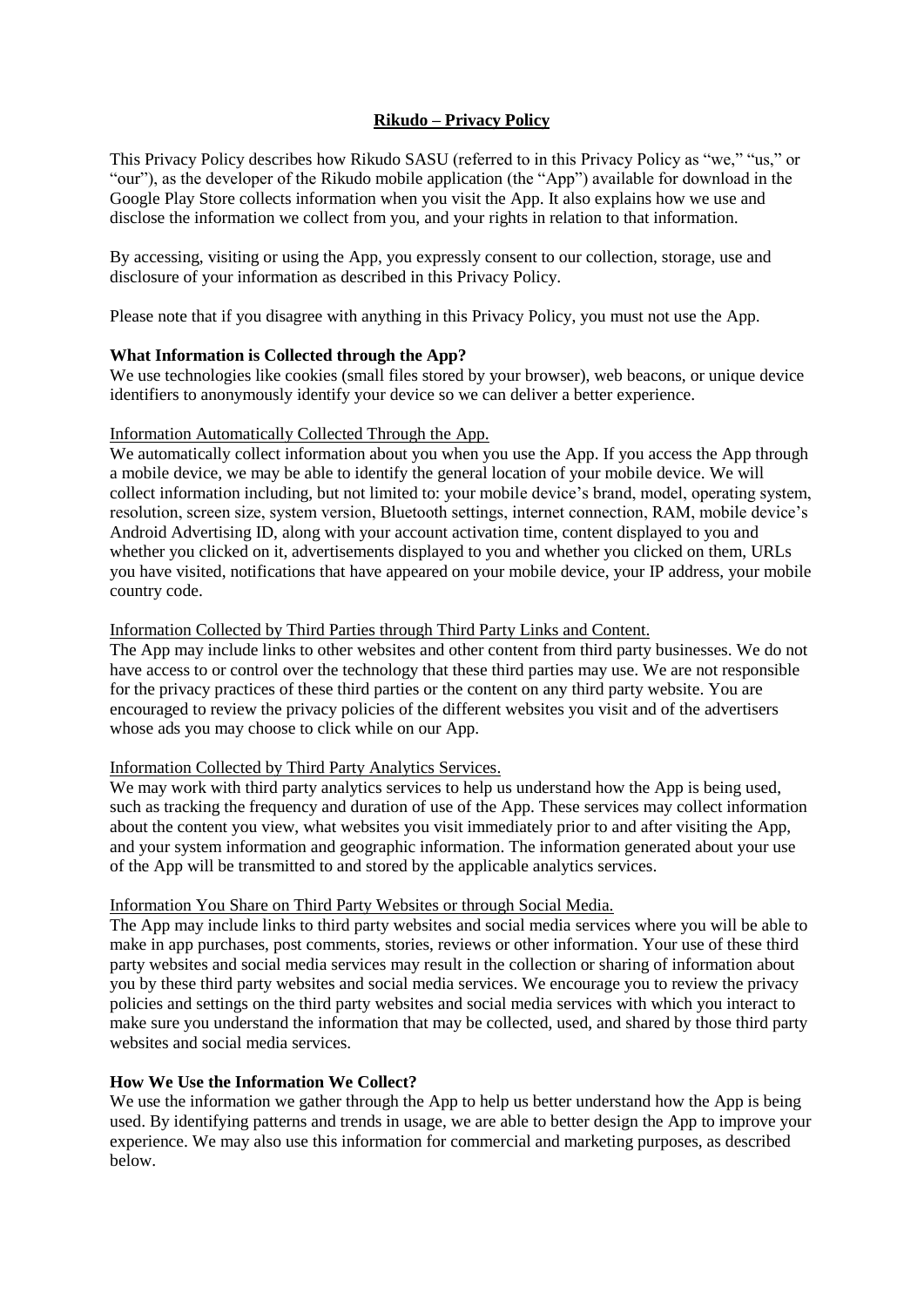# Rikudo – Privacy Policy

This Privacy Policy describes how Rikudo SASU (referred to in this Privacy Policy as "we," "us," or "our"), as the developer of the Rikudo mobile application (the "App") available for download in the Google Play Store collects information when you visit the App. It also explains how we use and disclose the information we collect from you, and your rights in relation to that information.

By accessing, visiting or using the App, you expressly consent to our collection, storage, use and disclosure of your information as described in this Privacy Policy.

Please note that if you disagree with anything in this Privacy Policy, you must not use the App.

**What Information is Collected through the App?**

We use technologies like cookies (small files stored by your browser), web beacons, or unique device identifiers to anonymously identify your device so we can deliver a better experience.

Information Automatically Collected Through the App.

We automatically collect information about you when you use the App. If you access the App through a mobile device, we may be able to identify the general location of your mobile device. We will collect information including, but not limited to: your mobile device's brand, model, operating system, resolution, screen size, system version, Bluetooth settings, internet connection, RAM, mobile device's Android Advertising ID, along with your account activation time, content displayed to you and whether you clicked on it, advertisements displayed to you and whether you clicked on them, URLs you have visited, notifications that have appeared on your mobile device, your IP address, your mobile country code.

Information Collected by Third Parties through Third Party Links and Content.

The App may include links to other websites and other content from third party businesses. We do not have access to or control over the technology that these third parties may use. We are not responsible for the privacy practices of these third parties or the content on any third party website. You are encouraged to review the privacy policies of the different websites you visit and of the advertisers whose ads you may choose to click while on our App.

Information Collected by Third Party Analytics Services.

We may work with third party analytics services to help us understand how the App is being used, such as tracking the frequency and duration of use of the App. These services may collect information about the content you view, what websites you visit immediately prior to and after visiting the App, and your system information and geographic information. The information generated about your use of the App will be transmitted to and stored by the applicable analytics services.

Information You Share on Third Party Websites or through Social Media.

The App may include links to third party websites and social media services where you will be able to make in app purchases, post comments, stories, reviews or other information. Your use of these third party websites and social media services may result in the collection or sharing of information about you by these third party websites and social media services. We encourage you to review the privacy policies and settings on the third party websites and social media services with which you interact to make sure you understand the information that may be collected, used, and shared by those third party websites and social media services.

**How We Use the Information We Collect?**

We use the information we gather through the App to help us better understand how the App is being used. By identifying patterns and trends in usage, we are able to better design the App to improve your experience. We may also use this information for commercial and marketing purposes, as described below.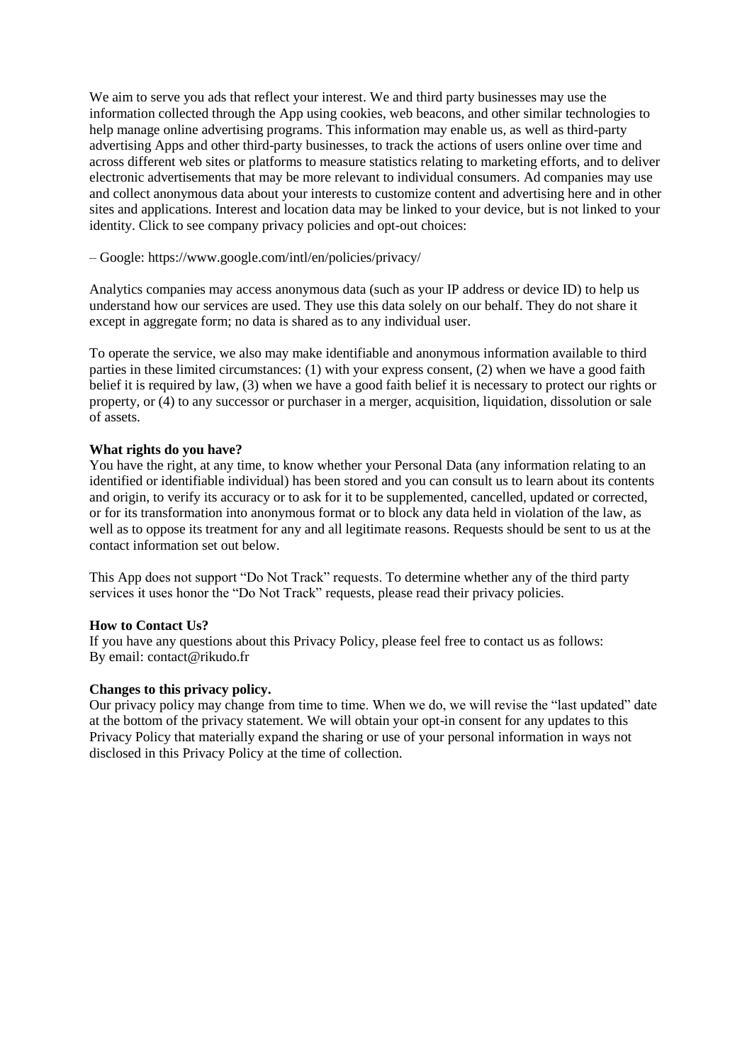We aim to serve you ads that reflect your interest. We and third party businesses may use the information collected through the App using cookies, web beacons, and other similar technologies to help manage online advertising programs. This information may enable us, as well as third-party advertising Apps and other third-party businesses, to track the actions of users online over time and across different web sites or platforms to measure statistics relating to marketing efforts, and to deliver electronic advertisements that may be more relevant to individual consumers. Ad companies may use and collect anonymous data about your interests to customize content and advertising here and in other sites and applications. Interest and location data may be linked to your device, but is not linked to your identity. Click to see company privacy policies and opt-out choices:

– Google: https://www.google.com/intl/en/policies/privacy/

Analytics companies may access anonymous data (such as your IP address or device ID) to help us understand how our services are used. They use this data solely on our behalf. They do not share it except in aggregate form; no data is shared as to any individual user.

To operate the service, we also may make identifiable and anonymous information available to third parties in these limited circumstances: (1) with your express consent, (2) when we have a good faith belief it is required by law, (3) when we have a good faith belief it is necessary to protect our rights or property, or (4) to any successor or purchaser in a merger, acquisition, liquidation, dissolution or sale of assets.

**What rights do you have?**

You have the right, at any time, to know whether your Personal Data (any information relating to an identified or identifiable individual) has been stored and you can consult us to learn about its contents and origin, to verify its accuracy or to ask for it to be supplemented, cancelled, updated or corrected, or for its transformation into anonymous format or to block any data held in violation of the law, as well as to oppose its treatment for any and all legitimate reasons. Requests should be sent to us at the contact information set out below.

This App does not support "Do Not Track" requests. To determine whether any of the third party services it uses honor the "Do Not Track" requests, please read their privacy policies.

**How to Contact Us?**

If you have any questions about this Privacy Policy, please feel free to contact us as follows:
By email: contact@rikudo.fr

**Changes to this privacy policy.**

Our privacy policy may change from time to time. When we do, we will revise the "last updated" date at the bottom of the privacy statement. We will obtain your opt-in consent for any updates to this Privacy Policy that materially expand the sharing or use of your personal information in ways not disclosed in this Privacy Policy at the time of collection.